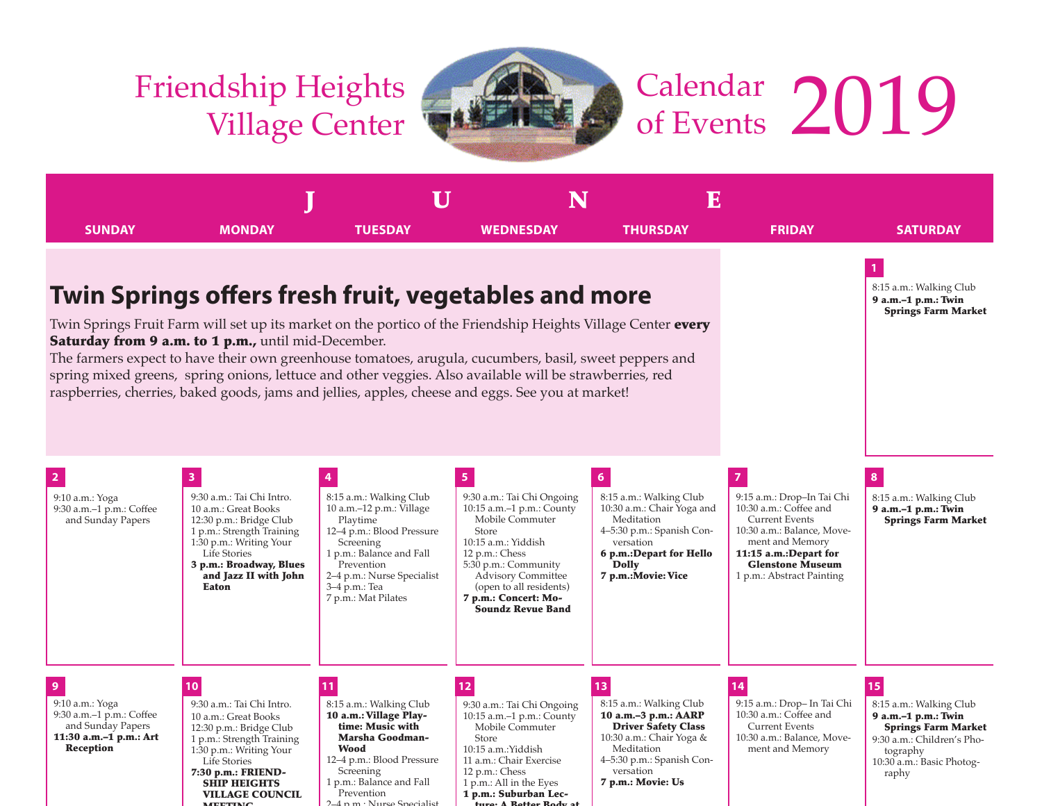# Friendship Heights Village Center Calendar of Events 2019

## JUNE

## Twin Springs offers fresh fruit, vegetables and more

Twin Springs Fruit Farm will set up its market on the portico of the Friendship Heights Village Center **every Saturday from 9 a.m. to 1 p.m.,** until mid-December.
The farmers expect to have their own greenhouse tomatoes, arugula, cucumbers, basil, sweet peppers and spring mixed greens, spring onions, lettuce and other veggies. Also available will be strawberries, red raspberries, cherries, baked goods, jams and jellies, apples, cheese and eggs. See you at market!

| SUNDAY | MONDAY | TUESDAY | WEDNESDAY | THURSDAY | FRIDAY | SATURDAY |
|---|---|---|---|---|---|---|
| | | | | | | **1**<br>8:15 a.m.: Walking Club<br>**9 a.m.–1 p.m.: Twin Springs Farm Market** |
| **2**<br>9:10 a.m.: Yoga<br>9:30 a.m.–1 p.m.: Coffee and Sunday Papers | **3**<br>9:30 a.m.: Tai Chi Intro.<br>10 a.m.: Great Books<br>12:30 p.m.: Bridge Club<br>1 p.m.: Strength Training<br>1:30 p.m.: Writing Your Life Stories<br>**3 p.m.: Broadway, Blues and Jazz II with John Eaton** | **4**<br>8:15 a.m.: Walking Club<br>10 a.m.–12 p.m.: Village Playtime<br>12–4 p.m.: Blood Pressure Screening<br>1 p.m.: Balance and Fall Prevention<br>2–4 p.m.: Nurse Specialist<br>3–4 p.m.: Tea<br>7 p.m.: Mat Pilates | **5**<br>9:30 a.m.: Tai Chi Ongoing<br>10:15 a.m.–1 p.m.: County Mobile Commuter Store<br>10:15 a.m.: Yiddish<br>12 p.m.: Chess<br>5:30 p.m.: Community Advisory Committee (open to all residents)<br>**7 p.m.: Concert: Mo-Soundz Revue Band** | **6**<br>8:15 a.m.: Walking Club<br>10:30 a.m.: Chair Yoga and Meditation<br>4–5:30 p.m.: Spanish Conversation<br>**6 p.m.:Depart for Hello Dolly**<br>**7 p.m.:Movie: Vice** | **7**<br>9:15 a.m.: Drop–In Tai Chi<br>10:30 a.m.: Coffee and Current Events<br>10:30 a.m.: Balance, Movement and Memory<br>**11:15 a.m.:Depart for Glenstone Museum**<br>1 p.m.: Abstract Painting | **8**<br>8:15 a.m.: Walking Club<br>**9 a.m.–1 p.m.: Twin Springs Farm Market** |
| **9**<br>9:10 a.m.: Yoga<br>9:30 a.m.–1 p.m.: Coffee and Sunday Papers<br>**11:30 a.m.–1 p.m.: Art Reception** | **10**<br>9:30 a.m.: Tai Chi Intro.<br>10 a.m.: Great Books<br>12:30 p.m.: Bridge Club<br>1 p.m.: Strength Training<br>1:30 p.m.: Writing Your Life Stories<br>**7:30 p.m.: FRIENDSHIP HEIGHTS VILLAGE COUNCIL MEETING** | **11**<br>8:15 a.m.: Walking Club<br>**10 a.m.: Village Playtime: Music with Marsha Goodman-Wood**<br>12–4 p.m.: Blood Pressure Screening<br>1 p.m.: Balance and Fall Prevention<br>2–4 p.m.: Nurse Specialist | **12**<br>9:30 a.m.: Tai Chi Ongoing<br>10:15 a.m.–1 p.m.: County Mobile Commuter Store<br>10:15 a.m.:Yiddish<br>11 a.m.: Chair Exercise<br>12 p.m.: Chess<br>1 p.m.: All in the Eyes<br>**1 p.m.: Suburban Lecture: A Better Body at** | **13**<br>8:15 a.m.: Walking Club<br>**10 a.m.–3 p.m.: AARP Driver Safety Class**<br>10:30 a.m.: Chair Yoga & Meditation<br>4–5:30 p.m.: Spanish Conversation<br>**7 p.m.: Movie: Us** | **14**<br>9:15 a.m.: Drop– In Tai Chi<br>10:30 a.m.: Coffee and Current Events<br>10:30 a.m.: Balance, Movement and Memory | **15**<br>8:15 a.m.: Walking Club<br>**9 a.m.–1 p.m.: Twin Springs Farm Market**<br>9:30 a.m.: Children's Photography<br>10:30 a.m.: Basic Photography |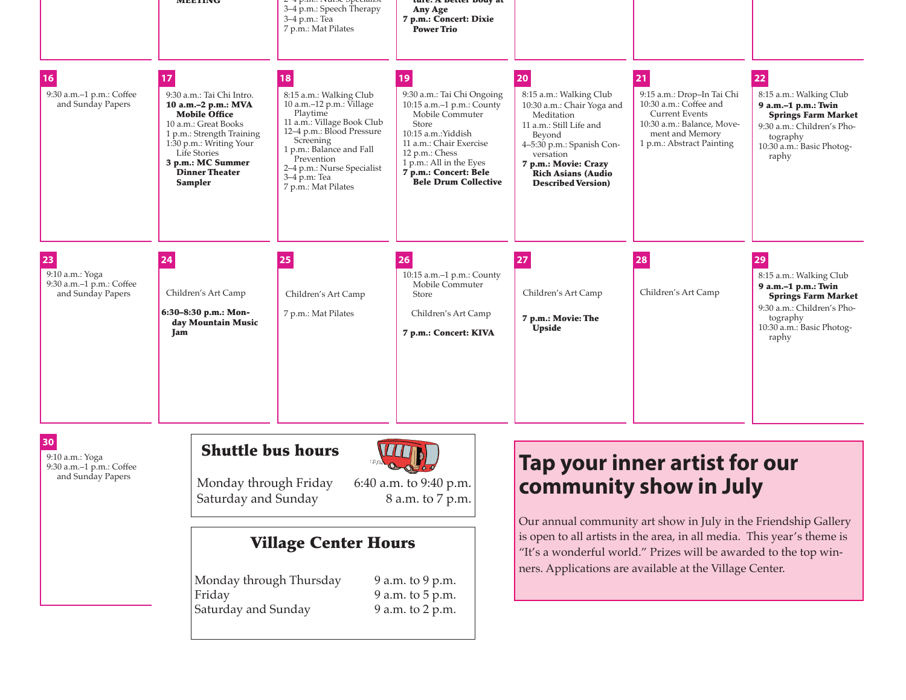| | | | | | | |
|---|---|---|---|---|---|---|
| | **MEETING** | 2–4 p.m.: Nurse Specialist<br>3–4 p.m.: Speech Therapy<br>3–4 p.m.: Tea<br>7 p.m.: Mat Pilates | **ture: A Better Body at Any Age**<br>**7 p.m.: Concert: Dixie Power Trio** | | | |
| **16**<br>9:30 a.m.–1 p.m.: Coffee and Sunday Papers | **17**<br>9:30 a.m.: Tai Chi Intro.<br>**10 a.m.–2 p.m.: MVA Mobile Office**<br>10 a.m.: Great Books<br>1 p.m.: Strength Training<br>1:30 p.m.: Writing Your Life Stories<br>**3 p.m.: MC Summer Dinner Theater Sampler** | **18**<br>8:15 a.m.: Walking Club<br>10 a.m.–12 p.m.: Village Playtime<br>11 a.m.: Village Book Club<br>12–4 p.m.: Blood Pressure Screening<br>1 p.m.: Balance and Fall Prevention<br>2–4 p.m.: Nurse Specialist<br>3–4 p.m: Tea<br>7 p.m.: Mat Pilates | **19**<br>9:30 a.m.: Tai Chi Ongoing<br>10:15 a.m.–1 p.m.: County Mobile Commuter Store<br>10:15 a.m.:Yiddish<br>11 a.m.: Chair Exercise<br>12 p.m.: Chess<br>1 p.m.: All in the Eyes<br>**7 p.m.: Concert: Bele Bele Drum Collective** | **20**<br>8:15 a.m.: Walking Club<br>10:30 a.m.: Chair Yoga and Meditation<br>11 a.m.: Still Life and Beyond<br>4–5:30 p.m.: Spanish Conversation<br>**7 p.m.: Movie: Crazy Rich Asians (Audio Described Version)** | **21**<br>9:15 a.m.: Drop–In Tai Chi<br>10:30 a.m.: Coffee and Current Events<br>10:30 a.m.: Balance, Movement and Memory<br>1 p.m.: Abstract Painting | **22**<br>8:15 a.m.: Walking Club<br>**9 a.m.–1 p.m.: Twin Springs Farm Market**<br>9:30 a.m.: Children's Photography<br>10:30 a.m.: Basic Photography |
| **23**<br>9:10 a.m.: Yoga<br>9:30 a.m.–1 p.m.: Coffee and Sunday Papers | **24**<br>Children's Art Camp<br>**6:30–8:30 p.m.: Monday Mountain Music Jam** | **25**<br>Children's Art Camp<br>7 p.m.: Mat Pilates | **26**<br>10:15 a.m.–1 p.m.: County Mobile Commuter Store<br>Children's Art Camp<br>**7 p.m.: Concert: KIVA** | **27**<br>Children's Art Camp<br>**7 p.m.: Movie: The Upside** | **28**<br>Children's Art Camp | **29**<br>8:15 a.m.: Walking Club<br>**9 a.m.–1 p.m.: Twin Springs Farm Market**<br>9:30 a.m.: Children's Photography<br>10:30 a.m.: Basic Photography |
| **30**<br>9:10 a.m.: Yoga<br>9:30 a.m.–1 p.m.: Coffee and Sunday Papers | | | | | | |

## Shuttle bus hours

| | |
|---|---|
| Monday through Friday | 6:40 a.m. to 9:40 p.m. |
| Saturday and Sunday | 8 a.m. to 7 p.m. |

## Village Center Hours

| | |
|---|---|
| Monday through Thursday | 9 a.m. to 9 p.m. |
| Friday | 9 a.m. to 5 p.m. |
| Saturday and Sunday | 9 a.m. to 2 p.m. |

## Tap your inner artist for our community show in July

Our annual community art show in July in the Friendship Gallery is open to all artists in the area, in all media. This year's theme is "It's a wonderful world." Prizes will be awarded to the top winners. Applications are available at the Village Center.